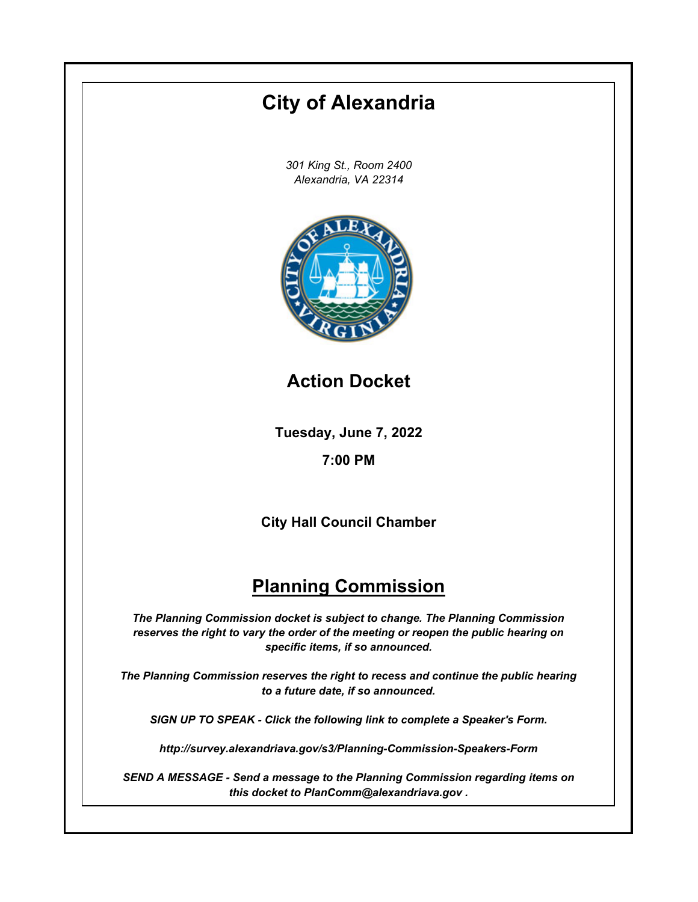# City of Alexandria

*301 King St., Room 2400*
*Alexandria, VA 22314*

## Action Docket

**Tuesday, June 7, 2022**

**7:00 PM**

**City Hall Council Chamber**

## Planning Commission

***The Planning Commission docket is subject to change. The Planning Commission reserves the right to vary the order of the meeting or reopen the public hearing on specific items, if so announced.***

***The Planning Commission reserves the right to recess and continue the public hearing to a future date, if so announced.***

***SIGN UP TO SPEAK - Click the following link to complete a Speaker's Form.***

***http://survey.alexandriava.gov/s3/Planning-Commission-Speakers-Form***

***SEND A MESSAGE - Send a message to the Planning Commission regarding items on this docket to PlanComm@alexandriava.gov .***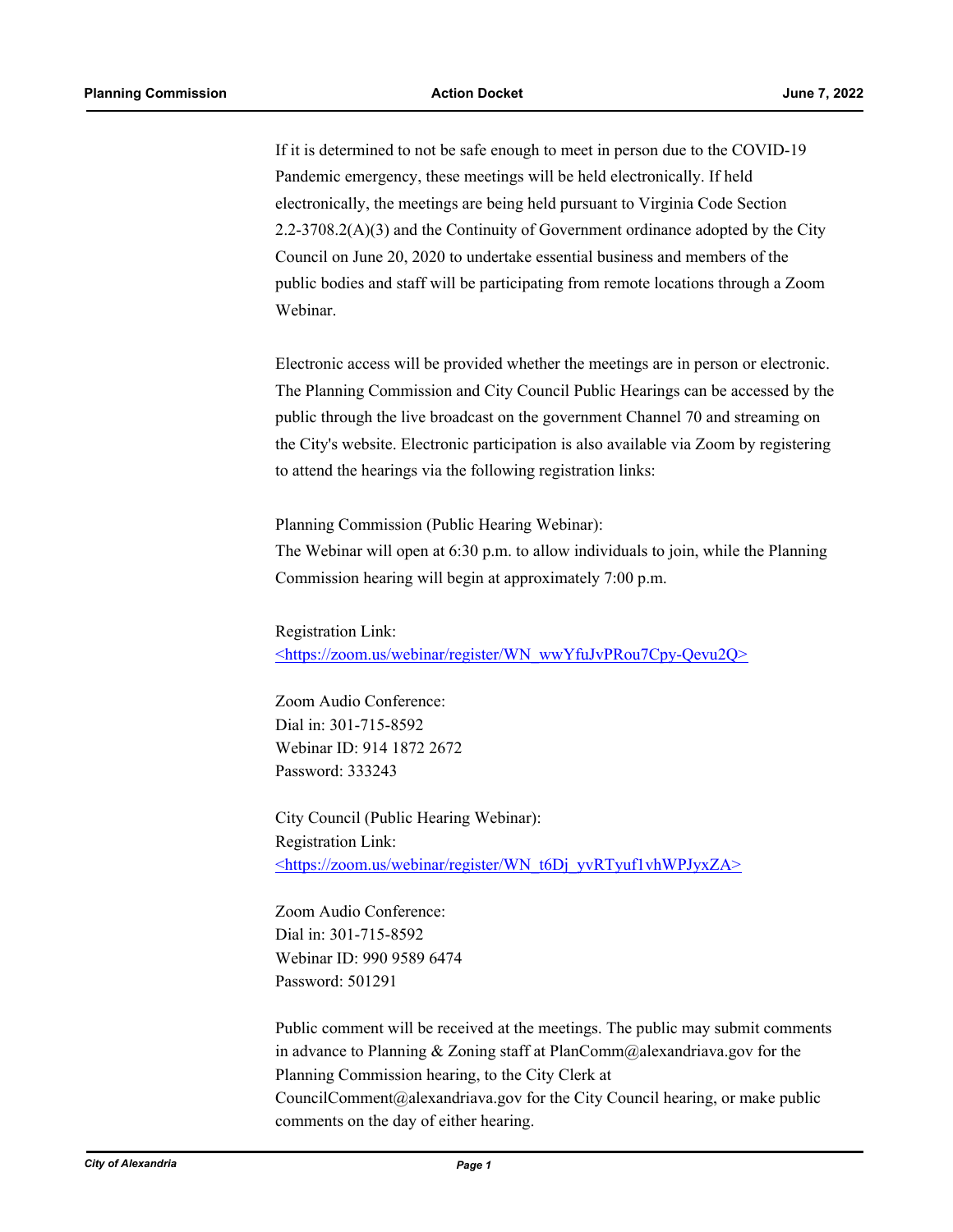If it is determined to not be safe enough to meet in person due to the COVID-19 Pandemic emergency, these meetings will be held electronically. If held electronically, the meetings are being held pursuant to Virginia Code Section 2.2-3708.2(A)(3) and the Continuity of Government ordinance adopted by the City Council on June 20, 2020 to undertake essential business and members of the public bodies and staff will be participating from remote locations through a Zoom Webinar.

Electronic access will be provided whether the meetings are in person or electronic. The Planning Commission and City Council Public Hearings can be accessed by the public through the live broadcast on the government Channel 70 and streaming on the City's website. Electronic participation is also available via Zoom by registering to attend the hearings via the following registration links:

Planning Commission (Public Hearing Webinar):
The Webinar will open at 6:30 p.m. to allow individuals to join, while the Planning Commission hearing will begin at approximately 7:00 p.m.

Registration Link:
<https://zoom.us/webinar/register/WN_wwYfuJvPRou7Cpy-Qevu2Q>

Zoom Audio Conference:
Dial in: 301-715-8592
Webinar ID: 914 1872 2672
Password: 333243

City Council (Public Hearing Webinar):
Registration Link:
<https://zoom.us/webinar/register/WN_t6Dj_yvRTyuf1vhWPJyxZA>

Zoom Audio Conference:
Dial in: 301-715-8592
Webinar ID: 990 9589 6474
Password: 501291

Public comment will be received at the meetings. The public may submit comments in advance to Planning & Zoning staff at PlanComm@alexandriava.gov for the Planning Commission hearing, to the City Clerk at CouncilComment@alexandriava.gov for the City Council hearing, or make public comments on the day of either hearing.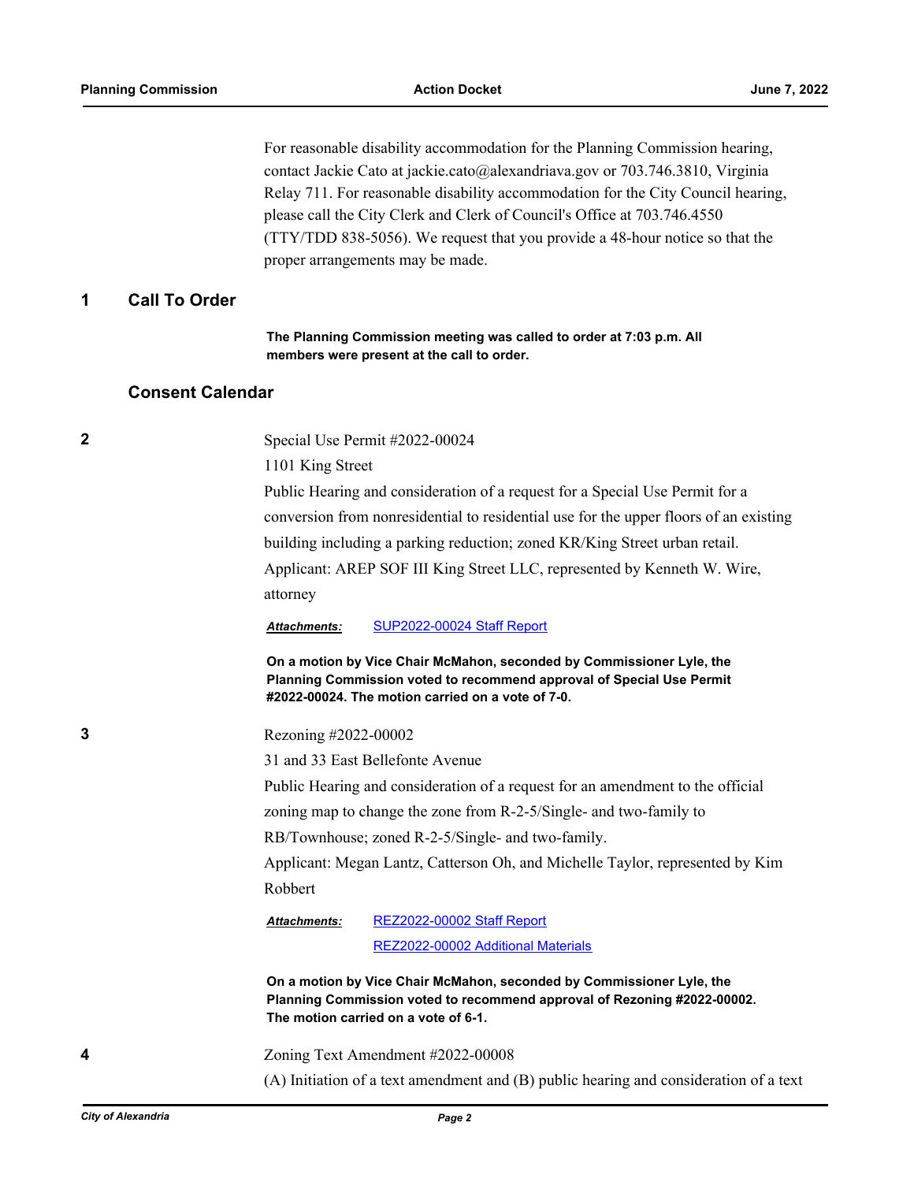For reasonable disability accommodation for the Planning Commission hearing, contact Jackie Cato at jackie.cato@alexandriava.gov or 703.746.3810, Virginia Relay 711. For reasonable disability accommodation for the City Council hearing, please call the City Clerk and Clerk of Council's Office at 703.746.4550 (TTY/TDD 838-5056). We request that you provide a 48-hour notice so that the proper arrangements may be made.

## 1 Call To Order

**The Planning Commission meeting was called to order at 7:03 p.m. All members were present at the call to order.**

## Consent Calendar

**2**

Special Use Permit #2022-00024

1101 King Street

Public Hearing and consideration of a request for a Special Use Permit for a conversion from nonresidential to residential use for the upper floors of an existing building including a parking reduction; zoned KR/King Street urban retail.

Applicant: AREP SOF III King Street LLC, represented by Kenneth W. Wire, attorney

***Attachments:*** SUP2022-00024 Staff Report

**On a motion by Vice Chair McMahon, seconded by Commissioner Lyle, the Planning Commission voted to recommend approval of Special Use Permit #2022-00024. The motion carried on a vote of 7-0.**

**3**

Rezoning #2022-00002

31 and 33 East Bellefonte Avenue

Public Hearing and consideration of a request for an amendment to the official zoning map to change the zone from R-2-5/Single- and two-family to RB/Townhouse; zoned R-2-5/Single- and two-family.

Applicant: Megan Lantz, Catterson Oh, and Michelle Taylor, represented by Kim Robbert

***Attachments:*** REZ2022-00002 Staff Report

REZ2022-00002 Additional Materials

**On a motion by Vice Chair McMahon, seconded by Commissioner Lyle, the Planning Commission voted to recommend approval of Rezoning #2022-00002. The motion carried on a vote of 6-1.**

**4**

Zoning Text Amendment #2022-00008

(A) Initiation of a text amendment and (B) public hearing and consideration of a text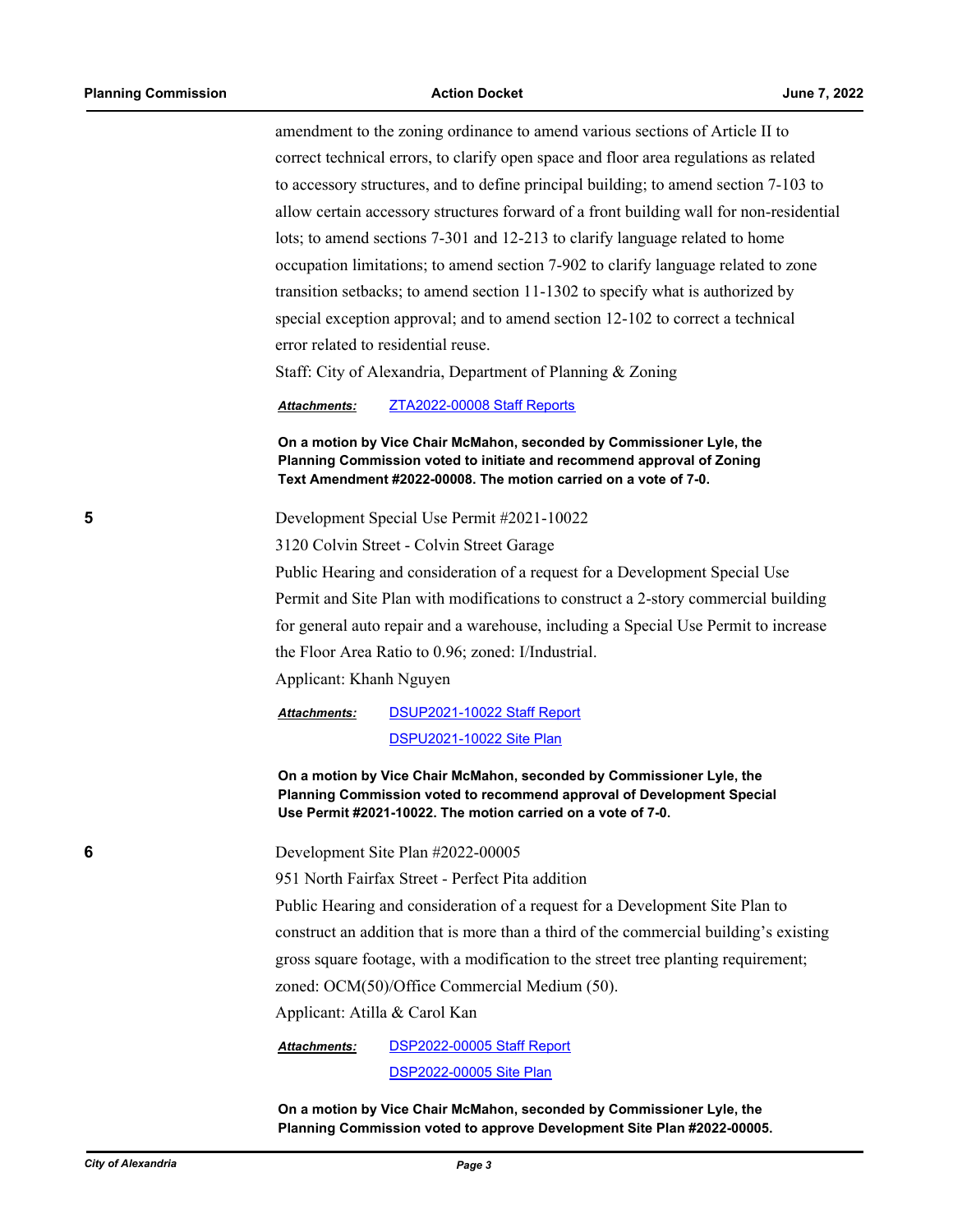amendment to the zoning ordinance to amend various sections of Article II to correct technical errors, to clarify open space and floor area regulations as related to accessory structures, and to define principal building; to amend section 7-103 to allow certain accessory structures forward of a front building wall for non-residential lots; to amend sections 7-301 and 12-213 to clarify language related to home occupation limitations; to amend section 7-902 to clarify language related to zone transition setbacks; to amend section 11-1302 to specify what is authorized by special exception approval; and to amend section 12-102 to correct a technical error related to residential reuse.

Staff: City of Alexandria, Department of Planning & Zoning

***Attachments:*** ZTA2022-00008 Staff Reports

**On a motion by Vice Chair McMahon, seconded by Commissioner Lyle, the Planning Commission voted to initiate and recommend approval of Zoning Text Amendment #2022-00008. The motion carried on a vote of 7-0.**

**5**

Development Special Use Permit #2021-10022

3120 Colvin Street - Colvin Street Garage

Public Hearing and consideration of a request for a Development Special Use Permit and Site Plan with modifications to construct a 2-story commercial building for general auto repair and a warehouse, including a Special Use Permit to increase the Floor Area Ratio to 0.96; zoned: I/Industrial.

Applicant: Khanh Nguyen

***Attachments:*** DSUP2021-10022 Staff Report
DSPU2021-10022 Site Plan

**On a motion by Vice Chair McMahon, seconded by Commissioner Lyle, the Planning Commission voted to recommend approval of Development Special Use Permit #2021-10022. The motion carried on a vote of 7-0.**

**6**

Development Site Plan #2022-00005

951 North Fairfax Street - Perfect Pita addition

Public Hearing and consideration of a request for a Development Site Plan to construct an addition that is more than a third of the commercial building's existing gross square footage, with a modification to the street tree planting requirement; zoned: OCM(50)/Office Commercial Medium (50).

Applicant: Atilla & Carol Kan

***Attachments:*** DSP2022-00005 Staff Report
DSP2022-00005 Site Plan

**On a motion by Vice Chair McMahon, seconded by Commissioner Lyle, the Planning Commission voted to approve Development Site Plan #2022-00005.**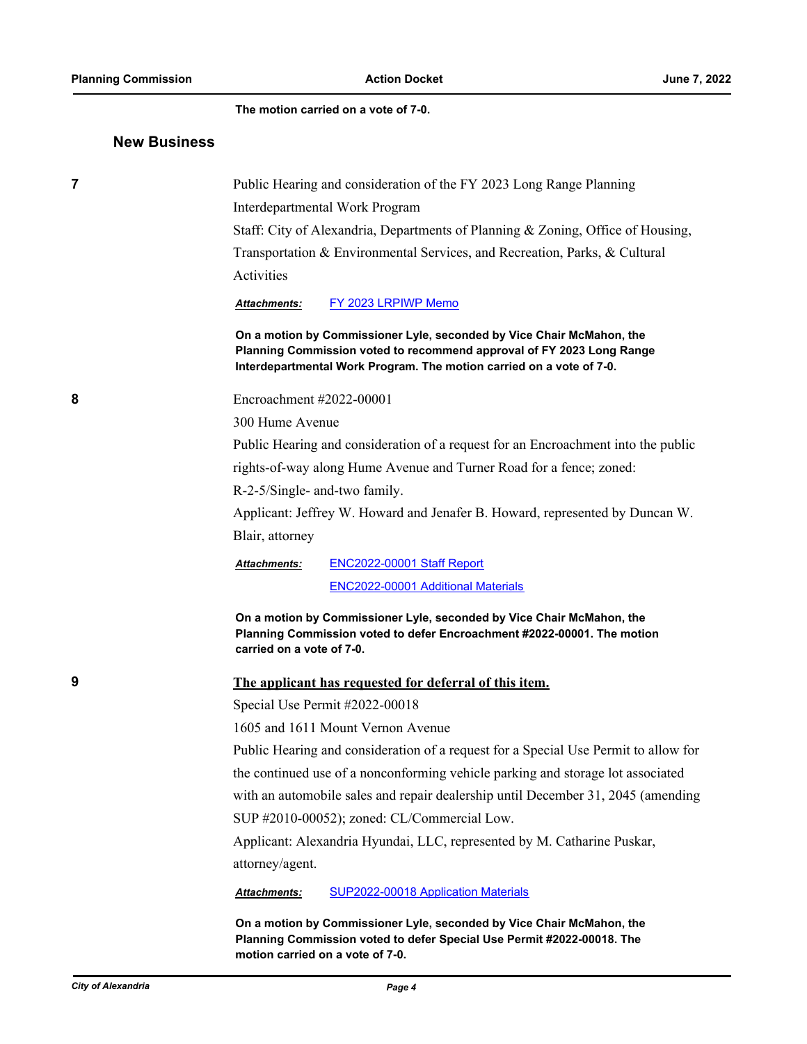**The motion carried on a vote of 7-0.**

## New Business

**7**

Public Hearing and consideration of the FY 2023 Long Range Planning Interdepartmental Work Program

Staff: City of Alexandria, Departments of Planning & Zoning, Office of Housing, Transportation & Environmental Services, and Recreation, Parks, & Cultural Activities

***Attachments:*** FY 2023 LRPIWP Memo

**On a motion by Commissioner Lyle, seconded by Vice Chair McMahon, the Planning Commission voted to recommend approval of FY 2023 Long Range Interdepartmental Work Program. The motion carried on a vote of 7-0.**

**8**

Encroachment #2022-00001

300 Hume Avenue

Public Hearing and consideration of a request for an Encroachment into the public rights-of-way along Hume Avenue and Turner Road for a fence; zoned: R-2-5/Single- and-two family.

Applicant: Jeffrey W. Howard and Jenafer B. Howard, represented by Duncan W. Blair, attorney

***Attachments:*** ENC2022-00001 Staff Report

ENC2022-00001 Additional Materials

**On a motion by Commissioner Lyle, seconded by Vice Chair McMahon, the Planning Commission voted to defer Encroachment #2022-00001. The motion carried on a vote of 7-0.**

**9**

**The applicant has requested for deferral of this item.**

Special Use Permit #2022-00018

1605 and 1611 Mount Vernon Avenue

Public Hearing and consideration of a request for a Special Use Permit to allow for the continued use of a nonconforming vehicle parking and storage lot associated with an automobile sales and repair dealership until December 31, 2045 (amending SUP #2010-00052); zoned: CL/Commercial Low.

Applicant: Alexandria Hyundai, LLC, represented by M. Catharine Puskar, attorney/agent.

***Attachments:*** SUP2022-00018 Application Materials

**On a motion by Commissioner Lyle, seconded by Vice Chair McMahon, the Planning Commission voted to defer Special Use Permit #2022-00018. The motion carried on a vote of 7-0.**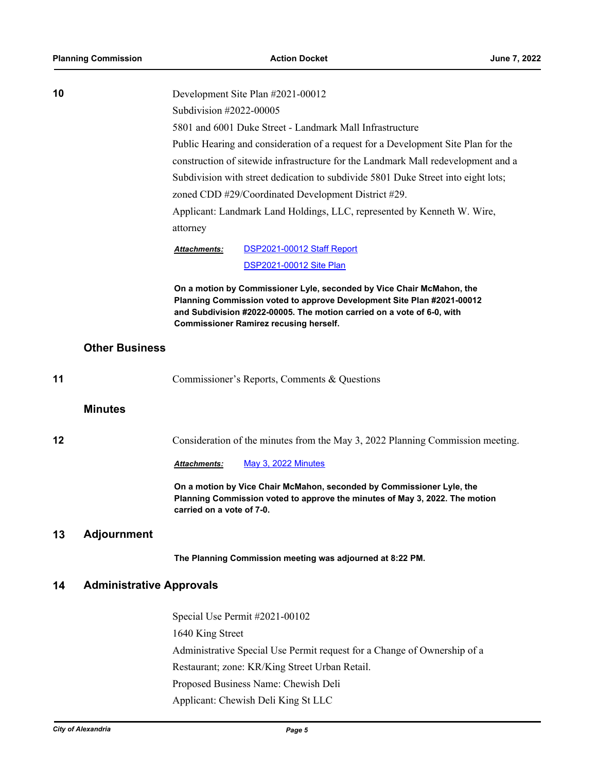**10**

Development Site Plan #2021-00012

Subdivision #2022-00005

5801 and 6001 Duke Street - Landmark Mall Infrastructure

Public Hearing and consideration of a request for a Development Site Plan for the construction of sitewide infrastructure for the Landmark Mall redevelopment and a Subdivision with street dedication to subdivide 5801 Duke Street into eight lots; zoned CDD #29/Coordinated Development District #29.

Applicant: Landmark Land Holdings, LLC, represented by Kenneth W. Wire, attorney

***Attachments:*** DSP2021-00012 Staff Report
DSP2021-00012 Site Plan

**On a motion by Commissioner Lyle, seconded by Vice Chair McMahon, the Planning Commission voted to approve Development Site Plan #2021-00012 and Subdivision #2022-00005. The motion carried on a vote of 6-0, with Commissioner Ramirez recusing herself.**

## Other Business

**11**

Commissioner's Reports, Comments & Questions

## Minutes

**12**

Consideration of the minutes from the May 3, 2022 Planning Commission meeting.

***Attachments:*** May 3, 2022 Minutes

**On a motion by Vice Chair McMahon, seconded by Commissioner Lyle, the Planning Commission voted to approve the minutes of May 3, 2022. The motion carried on a vote of 7-0.**

## 13 Adjournment

**The Planning Commission meeting was adjourned at 8:22 PM.**

## 14 Administrative Approvals

Special Use Permit #2021-00102

1640 King Street

Administrative Special Use Permit request for a Change of Ownership of a Restaurant; zone: KR/King Street Urban Retail.

Proposed Business Name: Chewish Deli

Applicant: Chewish Deli King St LLC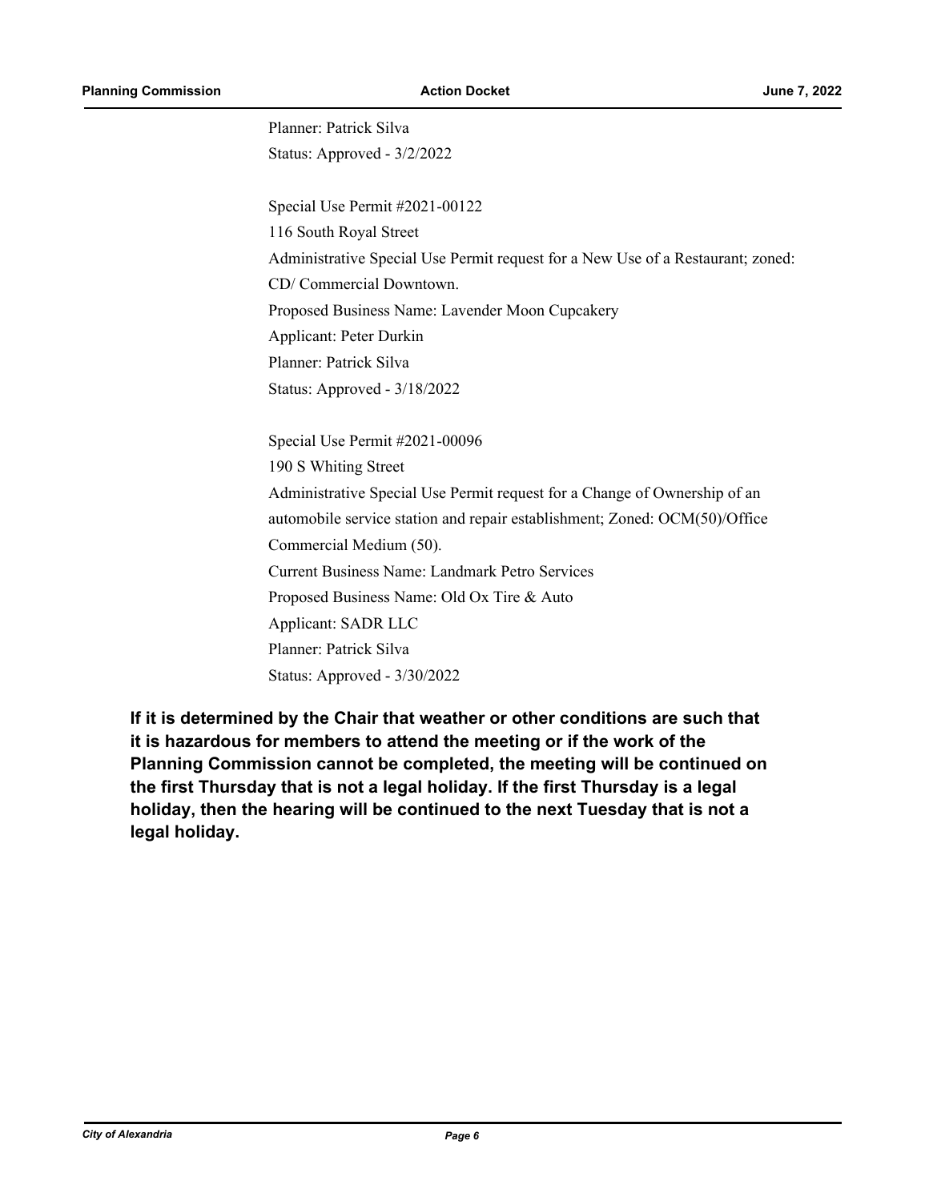Planner: Patrick Silva
Status: Approved - 3/2/2022

Special Use Permit #2021-00122
116 South Royal Street
Administrative Special Use Permit request for a New Use of a Restaurant; zoned: CD/ Commercial Downtown.
Proposed Business Name: Lavender Moon Cupcakery
Applicant: Peter Durkin
Planner: Patrick Silva
Status: Approved - 3/18/2022

Special Use Permit #2021-00096
190 S Whiting Street
Administrative Special Use Permit request for a Change of Ownership of an automobile service station and repair establishment; Zoned: OCM(50)/Office Commercial Medium (50).
Current Business Name: Landmark Petro Services
Proposed Business Name: Old Ox Tire & Auto
Applicant: SADR LLC
Planner: Patrick Silva
Status: Approved - 3/30/2022

**If it is determined by the Chair that weather or other conditions are such that it is hazardous for members to attend the meeting or if the work of the Planning Commission cannot be completed, the meeting will be continued on the first Thursday that is not a legal holiday. If the first Thursday is a legal holiday, then the hearing will be continued to the next Tuesday that is not a legal holiday.**